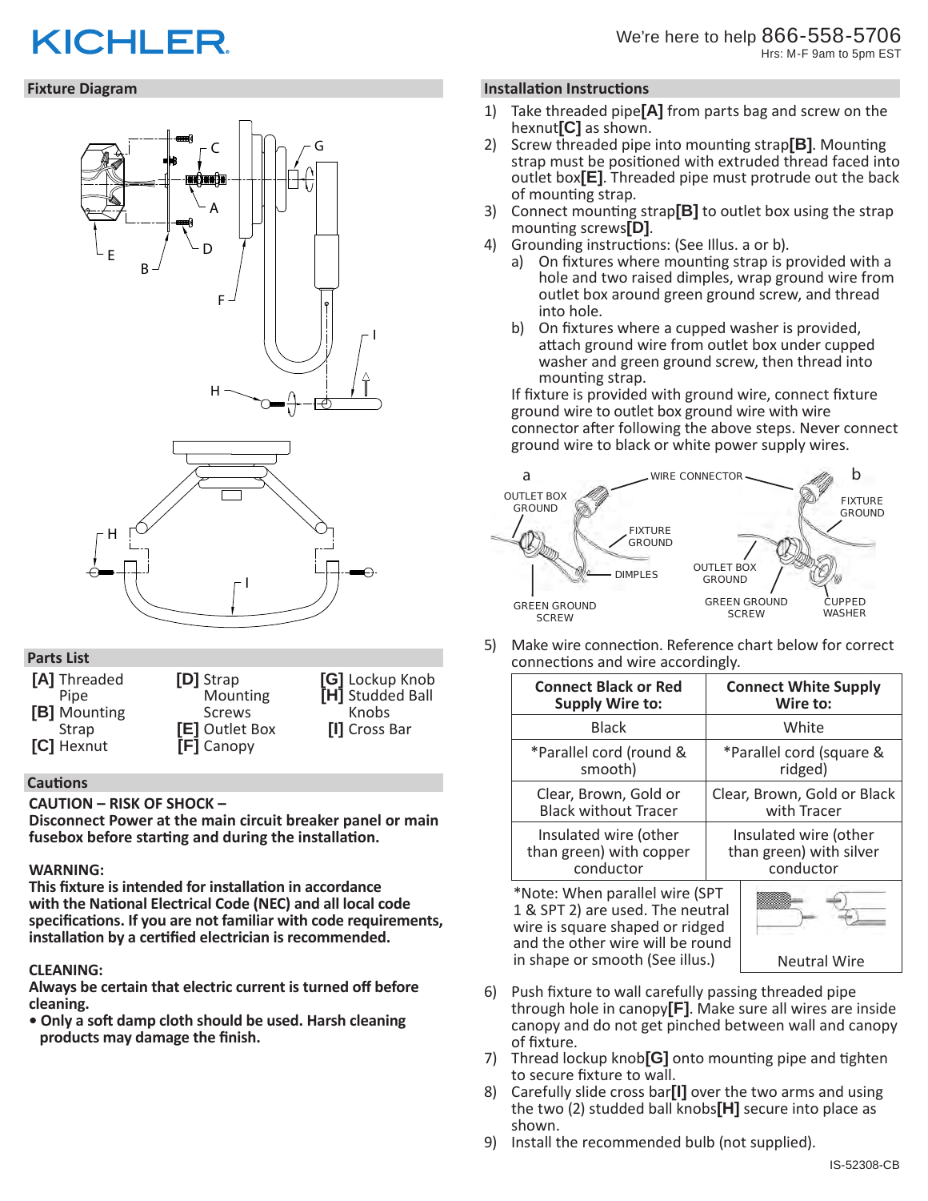KICHLER

We're here to help 866-558-5706
Hrs: M-F 9am to 5pm EST

## Fixture Diagram

## Parts List

**[A]** Threaded Pipe
**[B]** Mounting Strap
**[C]** Hexnut
**[D]** Strap Mounting Screws
**[E]** Outlet Box
**[F]** Canopy
**[G]** Lockup Knob
**[H]** Studded Ball Knobs
**[I]** Cross Bar

## Cautions

**CAUTION – RISK OF SHOCK –**
**Disconnect Power at the main circuit breaker panel or main fusebox before starting and during the installation.**

**WARNING:**
**This fixture is intended for installation in accordance with the National Electrical Code (NEC) and all local code specifications. If you are not familiar with code requirements, installation by a certified electrician is recommended.**

**CLEANING:**
**Always be certain that electric current is turned off before cleaning.**
- **Only a soft damp cloth should be used. Harsh cleaning products may damage the finish.**

## Installation Instructions

1) Take threaded pipe**[A]** from parts bag and screw on the hexnut**[C]** as shown.
2) Screw threaded pipe into mounting strap**[B]**. Mounting strap must be positioned with extruded thread faced into outlet box**[E]**. Threaded pipe must protrude out the back of mounting strap.
3) Connect mounting strap**[B]** to outlet box using the strap mounting screws**[D]**.
4) Grounding instructions: (See Illus. a or b).
   a) On fixtures where mounting strap is provided with a hole and two raised dimples, wrap ground wire from outlet box around green ground screw, and thread into hole.
   b) On fixtures where a cupped washer is provided, attach ground wire from outlet box under cupped washer and green ground screw, then thread into mounting strap.

   If fixture is provided with ground wire, connect fixture ground wire to outlet box ground wire with wire connector after following the above steps. Never connect ground wire to black or white power supply wires.

5) Make wire connection. Reference chart below for correct connections and wire accordingly.

| Connect Black or Red Supply Wire to: | Connect White Supply Wire to: |
|---|---|
| Black | White |
| *Parallel cord (round & smooth) | *Parallel cord (square & ridged) |
| Clear, Brown, Gold or Black without Tracer | Clear, Brown, Gold or Black with Tracer |
| Insulated wire (other than green) with copper conductor | Insulated wire (other than green) with silver conductor |

*Note: When parallel wire (SPT 1 & SPT 2) are used. The neutral wire is square shaped or ridged and the other wire will be round in shape or smooth (See illus.)

Neutral Wire

6) Push fixture to wall carefully passing threaded pipe through hole in canopy**[F]**. Make sure all wires are inside canopy and do not get pinched between wall and canopy of fixture.
7) Thread lockup knob**[G]** onto mounting pipe and tighten to secure fixture to wall.
8) Carefully slide cross bar**[I]** over the two arms and using the two (2) studded ball knobs**[H]** secure into place as shown.
9) Install the recommended bulb (not supplied).

IS-52308-CB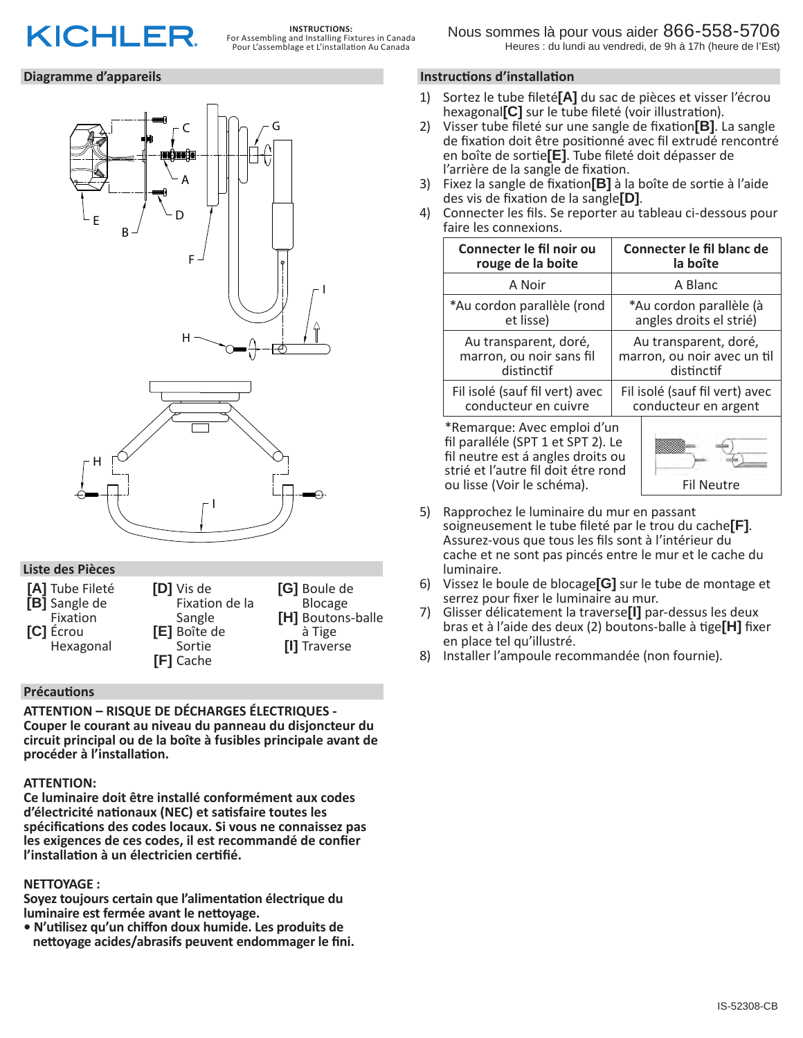KICHLER

**INSTRUCTIONS:**
For Assembling and Installing Fixtures in Canada
Pour L'assemblage et L'installation Au Canada

Nous sommes là pour vous aider 866-558-5706
Heures : du lundi au vendredi, de 9h à 17h (heure de l'Est)

## Diagramme d'appareils

## Liste des Pièces

- **[A]** Tube Fileté
- **[B]** Sangle de Fixation
- **[C]** Écrou Hexagonal
- **[D]** Vis de Fixation de la Sangle
- **[E]** Boîte de Sortie
- **[F]** Cache
- **[G]** Boule de Blocage
- **[H]** Boutons-balle à Tige
- **[I]** Traverse

## Précautions

**ATTENTION – RISQUE DE DÉCHARGES ÉLECTRIQUES - Couper le courant au niveau du panneau du disjoncteur du circuit principal ou de la boîte à fusibles principale avant de procéder à l'installation.**

**ATTENTION:**
**Ce luminaire doit être installé conformément aux codes d'électricité nationaux (NEC) et satisfaire toutes les spécifications des codes locaux. Si vous ne connaissez pas les exigences de ces codes, il est recommandé de confier l'installation à un électricien certifié.**

**NETTOYAGE :**
**Soyez toujours certain que l'alimentation électrique du luminaire est fermée avant le nettoyage.**
- **N'utilisez qu'un chiffon doux humide. Les produits de nettoyage acides/abrasifs peuvent endommager le fini.**

## Instructions d'installation

1) Sortez le tube fileté **[A]** du sac de pièces et visser l'écrou hexagonal **[C]** sur le tube fileté (voir illustration).
2) Visser tube fileté sur une sangle de fixation **[B]**. La sangle de fixation doit être positionné avec fil extrudé rencontré en boîte de sortie **[E]**. Tube fileté doit dépasser de l'arrière de la sangle de fixation.
3) Fixez la sangle de fixation **[B]** à la boîte de sortie à l'aide des vis de fixation de la sangle **[D]**.
4) Connecter les fils. Se reporter au tableau ci-dessous pour faire les connexions.

| Connecter le fil noir ou rouge de la boite | Connecter le fil blanc de la boîte |
|---|---|
| A Noir | A Blanc |
| *Au cordon parallèle (rond et lisse) | *Au cordon parallèle (à angles droits el strié) |
| Au transparent, doré, marron, ou noir sans fil distinctif | Au transparent, doré, marron, ou noir avec un til distinctif |
| Fil isolé (sauf fil vert) avec conducteur en cuivre | Fil isolé (sauf fil vert) avec conducteur en argent |

*Remarque: Avec emploi d'un fil paralléle (SPT 1 et SPT 2). Le fil neutre est á angles droits ou strié et l'autre fil doit étre rond ou lisse (Voir le schéma).

Fil Neutre

5) Rapprochez le luminaire du mur en passant soigneusement le tube fileté par le trou du cache **[F]**. Assurez-vous que tous les fils sont à l'intérieur du cache et ne sont pas pincés entre le mur et le cache du luminaire.
6) Vissez le boule de blocage **[G]** sur le tube de montage et serrez pour fixer le luminaire au mur.
7) Glisser délicatement la traverse **[I]** par-dessus les deux bras et à l'aide des deux (2) boutons-balle à tige **[H]** fixer en place tel qu'illustré.
8) Installer l'ampoule recommandée (non fournie).

IS-52308-CB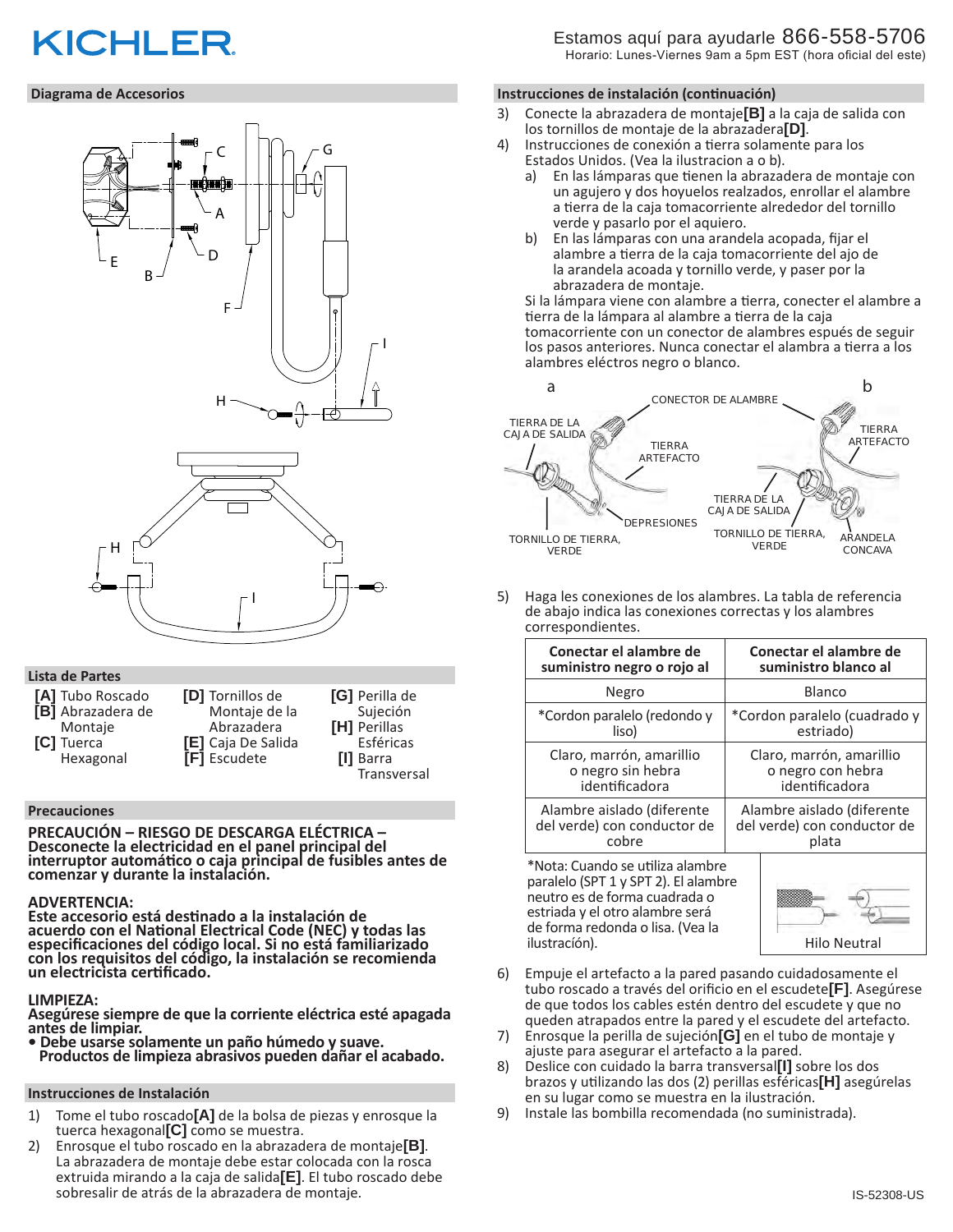KICHLER

Estamos aquí para ayudarle 866-558-5706
Horario: Lunes-Viernes 9am a 5pm EST (hora oficial del este)

## Diagrama de Accesorios

C
G
A
E
D
B
F
I
H
H
I

## Lista de Partes

**[A]** Tubo Roscado
**[B]** Abrazadera de Montaje
**[C]** Tuerca Hexagonal
**[D]** Tornillos de Montaje de la Abrazadera
**[E]** Caja De Salida
**[F]** Escudete
**[G]** Perilla de Sujeción
**[H]** Perillas Esféricas
**[I]** Barra Transversal

## Precauciones

**PRECAUCIÓN – RIESGO DE DESCARGA ELÉCTRICA – Desconecte la electricidad en el panel principal del interruptor automático o caja principal de fusibles antes de comenzar y durante la instalación.**

**ADVERTENCIA:**
**Este accesorio está destinado a la instalación de acuerdo con el National Electrical Code (NEC) y todas las especificaciones del código local. Si no está familiarizado con los requisitos del código, la instalación se recomienda un electricista certificado.**

**LIMPIEZA:**
**Asegúrese siempre de que la corriente eléctrica esté apagada antes de limpiar.**
**• Debe usarse solamente un paño húmedo y suave. Productos de limpieza abrasivos pueden dañar el acabado.**

## Instrucciones de Instalación

1) Tome el tubo roscado**[A]** de la bolsa de piezas y enrosque la tuerca hexagonal**[C]** como se muestra.
2) Enrosque el tubo roscado en la abrazadera de montaje**[B]**. La abrazadera de montaje debe estar colocada con la rosca extruida mirando a la caja de salida**[E]**. El tubo roscado debe sobresalir de atrás de la abrazadera de montaje.

## Instrucciones de instalación (continuación)

3) Conecte la abrazadera de montaje**[B]** a la caja de salida con los tornillos de montaje de la abrazadera**[D]**.
4) Instrucciones de conexión a tierra solamente para los Estados Unidos. (Vea la ilustracion a o b).
   a) En las lámparas que tienen la abrazadera de montaje con un agujero y dos hoyuelos realzados, enrollar el alambre a tierra de la caja tomacorriente alrededor del tornillo verde y pasarlo por el aquiero.
   b) En las lámparas con una arandela acopada, fijar el alambre a tierra de la caja tomacorriente del ajo de la arandela acoada y tornillo verde, y paser por la abrazadera de montaje.

   Si la lámpara viene con alambre a tierra, concecter el alambre a tierra de la lámpara al alambre a tierra de la caja tomacorriente con un conector de alambres espués de seguir los pasos anteriores. Nunca conectar el alambra a tierra a los alambres eléctros negro o blanco.

a
b
CONECTOR DE ALAMBRE
TIERRA DE LA CAJA DE SALIDA
TIERRA ARTEFACTO
DEPRESIONES
TORNILLO DE TIERRA, VERDE
TIERRA ARTEFACTO
TIERRA DE LA CAJA DE SALIDA
TORNILLO DE TIERRA, VERDE
ARANDELA CONCAVA

5) Haga les conexiones de los alambres. La tabla de referencia de abajo indica las conexiones correctas y los alambres correspondientes.

| Conectar el alambre de suministro negro o rojo al | Conectar el alambre de suministro blanco al |
|---|---|
| Negro | Blanco |
| *Cordon paralelo (redondo y liso) | *Cordon paralelo (cuadrado y estriado) |
| Claro, marrón, amarillio o negro sin hebra identificadora | Claro, marrón, amarillio o negro con hebra identificadora |
| Alambre aislado (diferente del verde) con conductor de cobre | Alambre aislado (diferente del verde) con conductor de plata |

*Nota: Cuando se utiliza alambre paralelo (SPT 1 y SPT 2). El alambre neutro es de forma cuadrada o estriada y el otro alambre será de forma redonda o lisa. (Vea la ilustración).

Hilo Neutral

6) Empuje el artefacto a la pared pasando cuidadosamente el tubo roscado a través del orificio en el escudete**[F]**. Asegúrese de que todos los cables estén dentro del escudete y que no queden atrapados entre la pared y el escudete del artefacto.
7) Enrosque la perilla de sujeción**[G]** en el tubo de montaje y ajuste para asegurar el artefacto a la pared.
8) Deslice con cuidado la barra transversal**[I]** sobre los dos brazos y utilizando las dos (2) perillas esféricas**[H]** asegúrelas en su lugar como se muestra en la ilustración.
9) Instale las bombilla recomendada (no suministrada).

IS-52308-US